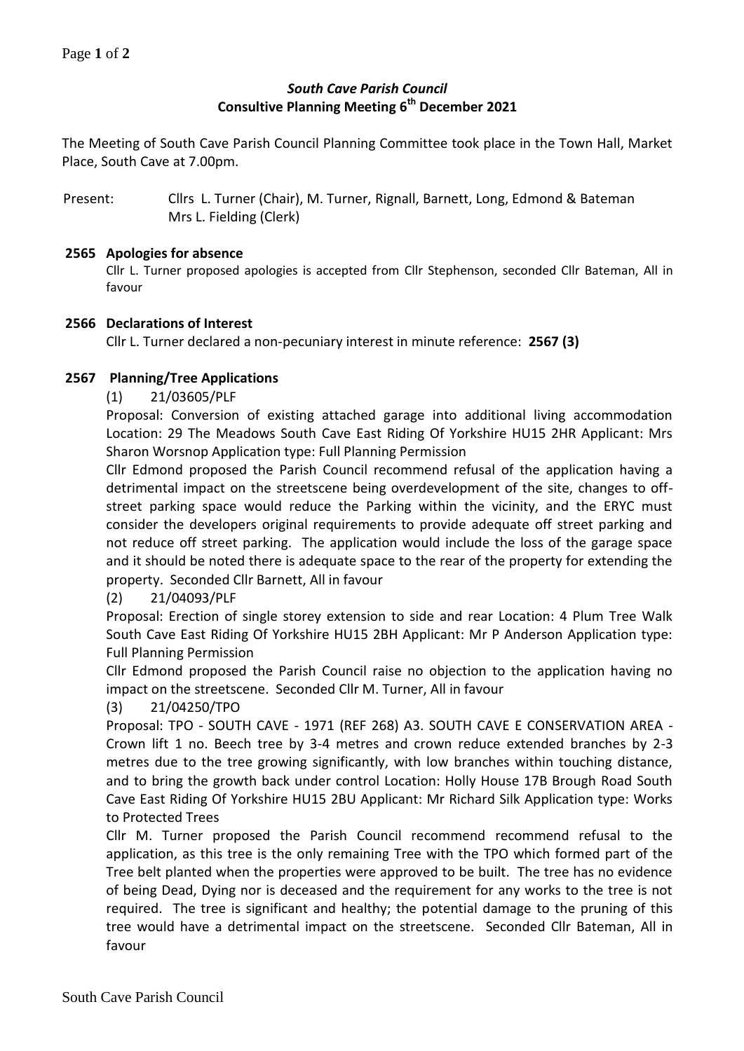# *South Cave Parish Council*
## Consultive Planning Meeting 6th December 2021

The Meeting of South Cave Parish Council Planning Committee took place in the Town Hall, Market Place, South Cave at 7.00pm.

Present: Cllrs L. Turner (Chair), M. Turner, Rignall, Barnett, Long, Edmond & Bateman
Mrs L. Fielding (Clerk)

### 2565 Apologies for absence

Cllr L. Turner proposed apologies is accepted from Cllr Stephenson, seconded Cllr Bateman, All in favour

### 2566 Declarations of Interest

Cllr L. Turner declared a non-pecuniary interest in minute reference: **2567 (3)**

### 2567 Planning/Tree Applications

(1) 21/03605/PLF

Proposal: Conversion of existing attached garage into additional living accommodation Location: 29 The Meadows South Cave East Riding Of Yorkshire HU15 2HR Applicant: Mrs Sharon Worsnop Application type: Full Planning Permission

Cllr Edmond proposed the Parish Council recommend refusal of the application having a detrimental impact on the streetscene being overdevelopment of the site, changes to off-street parking space would reduce the Parking within the vicinity, and the ERYC must consider the developers original requirements to provide adequate off street parking and not reduce off street parking. The application would include the loss of the garage space and it should be noted there is adequate space to the rear of the property for extending the property. Seconded Cllr Barnett, All in favour

(2) 21/04093/PLF

Proposal: Erection of single storey extension to side and rear Location: 4 Plum Tree Walk South Cave East Riding Of Yorkshire HU15 2BH Applicant: Mr P Anderson Application type: Full Planning Permission

Cllr Edmond proposed the Parish Council raise no objection to the application having no impact on the streetscene. Seconded Cllr M. Turner, All in favour

(3) 21/04250/TPO

Proposal: TPO - SOUTH CAVE - 1971 (REF 268) A3. SOUTH CAVE E CONSERVATION AREA - Crown lift 1 no. Beech tree by 3-4 metres and crown reduce extended branches by 2-3 metres due to the tree growing significantly, with low branches within touching distance, and to bring the growth back under control Location: Holly House 17B Brough Road South Cave East Riding Of Yorkshire HU15 2BU Applicant: Mr Richard Silk Application type: Works to Protected Trees

Cllr M. Turner proposed the Parish Council recommend recommend refusal to the application, as this tree is the only remaining Tree with the TPO which formed part of the Tree belt planted when the properties were approved to be built. The tree has no evidence of being Dead, Dying nor is deceased and the requirement for any works to the tree is not required. The tree is significant and healthy; the potential damage to the pruning of this tree would have a detrimental impact on the streetscene. Seconded Cllr Bateman, All in favour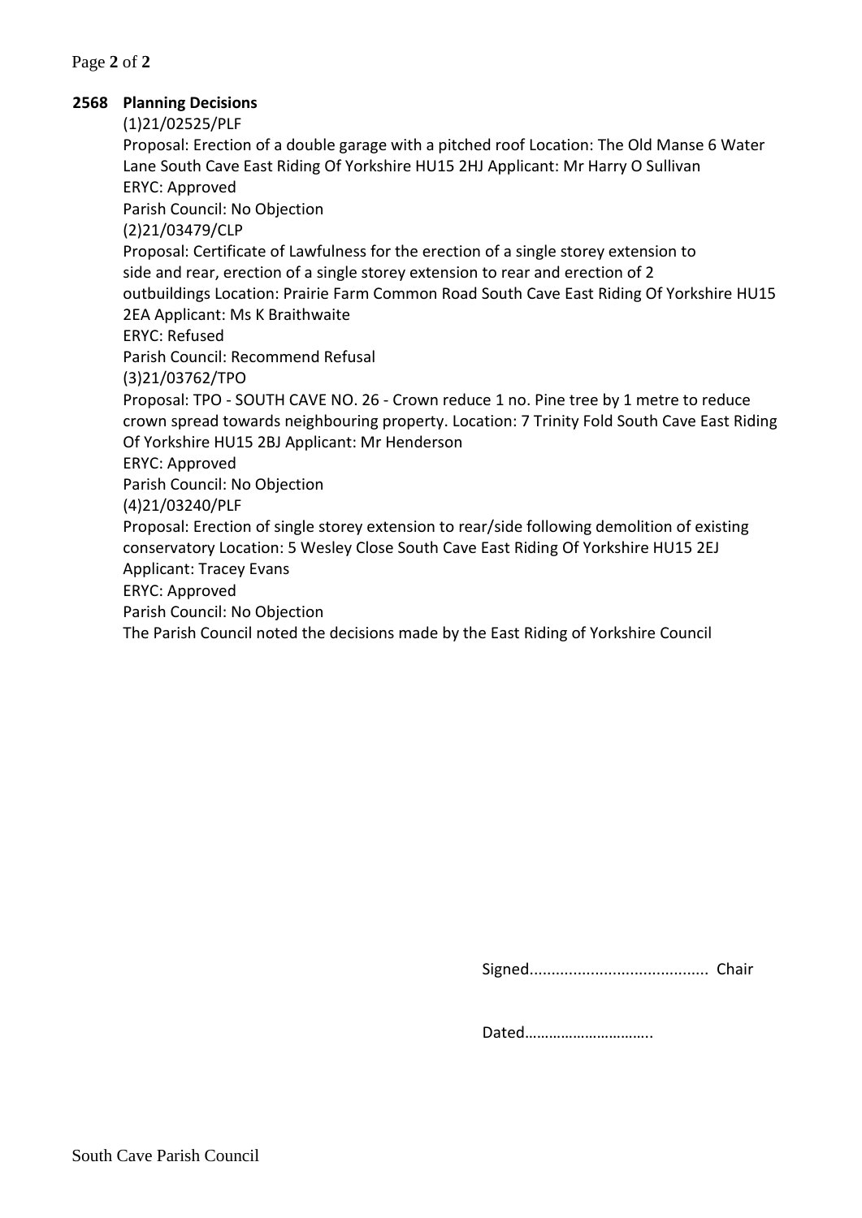**2568 Planning Decisions**

(1)21/02525/PLF

Proposal: Erection of a double garage with a pitched roof Location: The Old Manse 6 Water Lane South Cave East Riding Of Yorkshire HU15 2HJ Applicant: Mr Harry O Sullivan

ERYC: Approved

Parish Council: No Objection

(2)21/03479/CLP

Proposal: Certificate of Lawfulness for the erection of a single storey extension to side and rear, erection of a single storey extension to rear and erection of 2 outbuildings Location: Prairie Farm Common Road South Cave East Riding Of Yorkshire HU15 2EA Applicant: Ms K Braithwaite

ERYC: Refused

Parish Council: Recommend Refusal

(3)21/03762/TPO

Proposal: TPO - SOUTH CAVE NO. 26 - Crown reduce 1 no. Pine tree by 1 metre to reduce crown spread towards neighbouring property. Location: 7 Trinity Fold South Cave East Riding Of Yorkshire HU15 2BJ Applicant: Mr Henderson

ERYC: Approved

Parish Council: No Objection

(4)21/03240/PLF

Proposal: Erection of single storey extension to rear/side following demolition of existing conservatory Location: 5 Wesley Close South Cave East Riding Of Yorkshire HU15 2EJ Applicant: Tracey Evans

ERYC: Approved

Parish Council: No Objection

The Parish Council noted the decisions made by the East Riding of Yorkshire Council

Signed......................................... Chair

Dated…………………………..

South Cave Parish Council